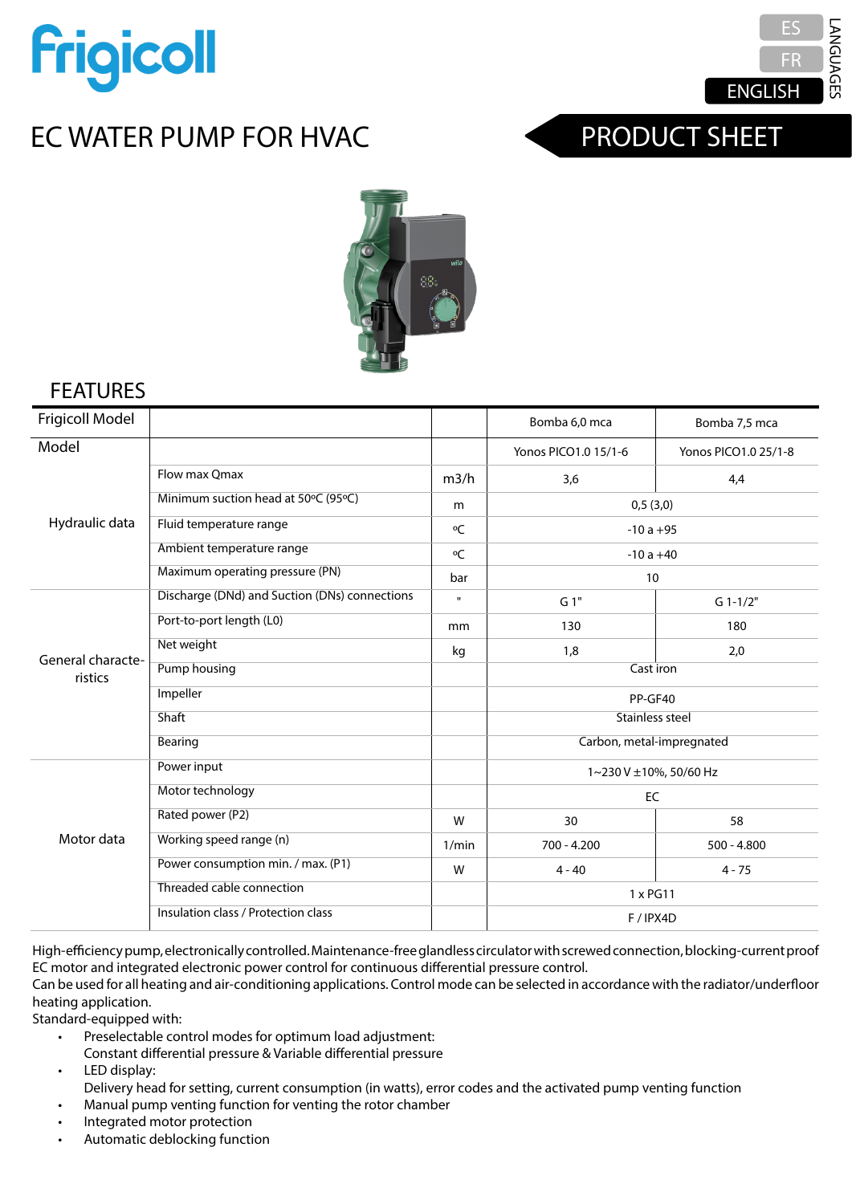Frigicoll

ES
FR
ENGLISH
LANGUAGES

# EC WATER PUMP FOR HVAC

## PRODUCT SHEET

## FEATURES

| Frigicoll Model | | | Bomba 6,0 mca | Bomba 7,5 mca |
|---|---|---|---|---|
| Model | | | Yonos PICO1.0 15/1-6 | Yonos PICO1.0 25/1-8 |
| Hydraulic data | Flow max Qmax | m3/h | 3,6 | 4,4 |
| | Minimum suction head at 50ºC (95ºC) | m | 0,5 (3,0) | |
| | Fluid temperature range | ºC | -10 a +95 | |
| | Ambient temperature range | ºC | -10 a +40 | |
| | Maximum operating pressure (PN) | bar | 10 | |
| General characteristics | Discharge (DNd) and Suction (DNs) connections | " | G 1" | G 1-1/2" |
| | Port-to-port length (L0) | mm | 130 | 180 |
| | Net weight | kg | 1,8 | 2,0 |
| | Pump housing | | Cast iron | |
| | Impeller | | PP-GF40 | |
| | Shaft | | Stainless steel | |
| | Bearing | | Carbon, metal-impregnated | |
| Motor data | Power input | | 1~230 V ±10%, 50/60 Hz | |
| | Motor technology | | EC | |
| | Rated power (P2) | W | 30 | 58 |
| | Working speed range (n) | 1/min | 700 - 4.200 | 500 - 4.800 |
| | Power consumption min. / max. (P1) | W | 4 - 40 | 4 - 75 |
| | Threaded cable connection | | 1 x PG11 | |
| | Insulation class / Protection class | | F / IPX4D | |

High-efficiency pump, electronically controlled. Maintenance-free glandless circulator with screwed connection, blocking-current proof EC motor and integrated electronic power control for continuous differential pressure control.
Can be used for all heating and air-conditioning applications. Control mode can be selected in accordance with the radiator/underfloor heating application.
Standard-equipped with:

- Preselectable control modes for optimum load adjustment:
  Constant differential pressure & Variable differential pressure
- LED display:
  Delivery head for setting, current consumption (in watts), error codes and the activated pump venting function
- Manual pump venting function for venting the rotor chamber
- Integrated motor protection
- Automatic deblocking function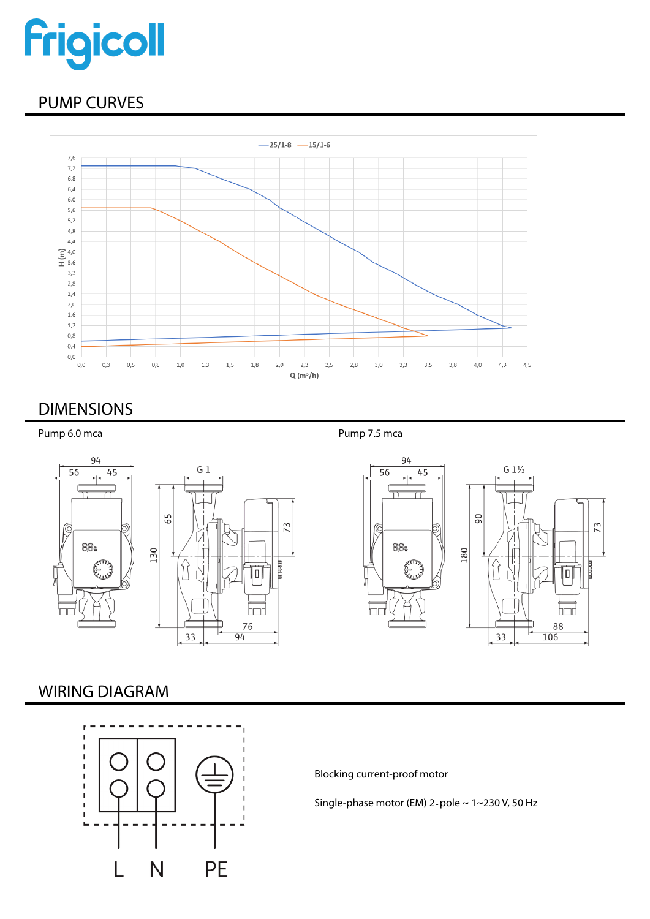# Frigicoll

## PUMP CURVES

25/1-8
15/1-6

H (m)

7,6
7,2
6,8
6,4
6,0
5,6
5,2
4,8
4,4
4,0
3,6
3,2
2,8
2,4
2,0
1,6
1,2
0,8
0,4
0,0

0,0 0,3 0,5 0,8 1,0 1,3 1,5 1,8 2,0 2,3 2,5 2,8 3,0 3,3 3,5 3,8 4,0 4,3 4,5

Q (m³/h)

## DIMENSIONS

Pump 6.0 mca

94
56 45
G 1
65
130
73
33 76
94

Pump 7.5 mca

94
56 45
G 1½
90
180
73
33 88
106

## WIRING DIAGRAM

L N PE

Blocking current-proof motor

Single-phase motor (EM) 2-pole ~ 1~230 V, 50 Hz